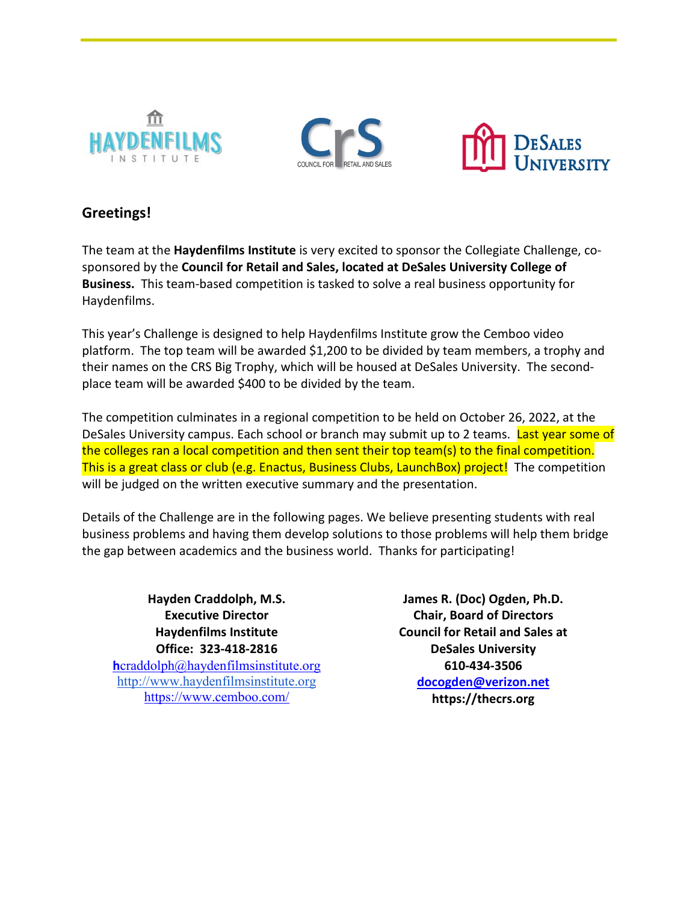## Greetings!

The team at the **Haydenfilms Institute** is very excited to sponsor the Collegiate Challenge, co-sponsored by the **Council for Retail and Sales, located at DeSales University College of Business.** This team-based competition is tasked to solve a real business opportunity for Haydenfilms.

This year's Challenge is designed to help Haydenfilms Institute grow the Cemboo video platform. The top team will be awarded $1,200 to be divided by team members, a trophy and their names on the CRS Big Trophy, which will be housed at DeSales University. The second-place team will be awarded $400 to be divided by the team.

The competition culminates in a regional competition to be held on October 26, 2022, at the DeSales University campus. Each school or branch may submit up to 2 teams. Last year some of the colleges ran a local competition and then sent their top team(s) to the final competition. This is a great class or club (e.g. Enactus, Business Clubs, LaunchBox) project! The competition will be judged on the written executive summary and the presentation.

Details of the Challenge are in the following pages. We believe presenting students with real business problems and having them develop solutions to those problems will help them bridge the gap between academics and the business world. Thanks for participating!

**Hayden Craddolph, M.S.**
**Executive Director**
**Haydenfilms Institute**
**Office: 323-418-2816**
hcraddolph@haydenfilmsinstitute.org
http://www.haydenfilmsinstitute.org
https://www.cemboo.com/

**James R. (Doc) Ogden, Ph.D.**
**Chair, Board of Directors**
**Council for Retail and Sales at**
**DeSales University**
**610-434-3506**
**docogden@verizon.net**
**https://thecrs.org**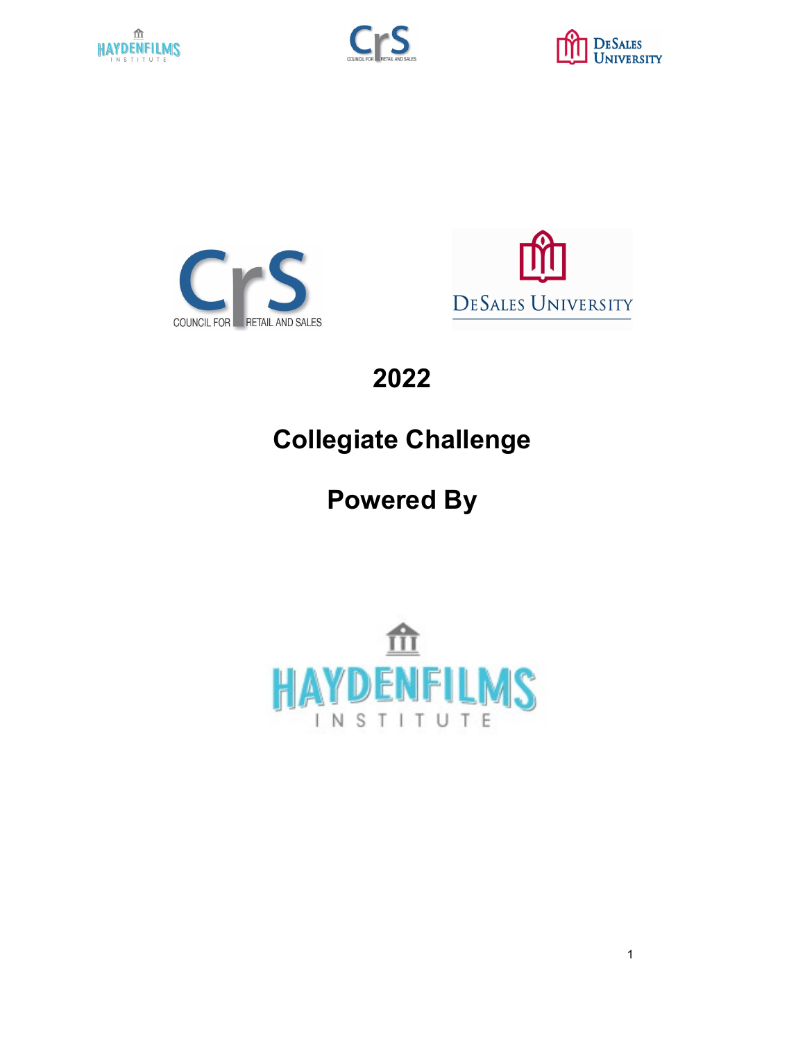# 2022

# Collegiate Challenge

# Powered By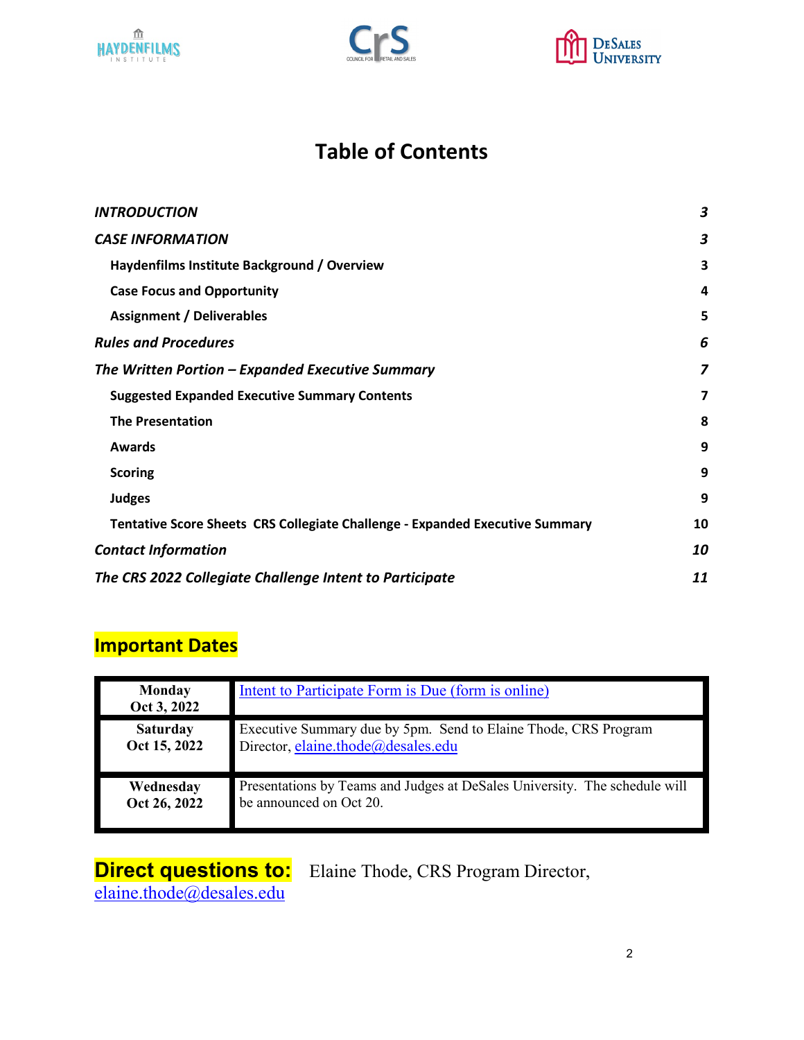# Table of Contents

| | |
|---|---|
| ***INTRODUCTION*** | ***3*** |
| ***CASE INFORMATION*** | ***3*** |
| **Haydenfilms Institute Background / Overview** | **3** |
| **Case Focus and Opportunity** | **4** |
| **Assignment / Deliverables** | **5** |
| ***Rules and Procedures*** | ***6*** |
| ***The Written Portion – Expanded Executive Summary*** | ***7*** |
| **Suggested Expanded Executive Summary Contents** | **7** |
| **The Presentation** | **8** |
| **Awards** | **9** |
| **Scoring** | **9** |
| **Judges** | **9** |
| **Tentative Score Sheets CRS Collegiate Challenge - Expanded Executive Summary** | **10** |
| ***Contact Information*** | ***10*** |
| ***The CRS 2022 Collegiate Challenge Intent to Participate*** | ***11*** |

## Important Dates

| | |
|---|---|
| **Monday Oct 3, 2022** | Intent to Participate Form is Due (form is online) |
| **Saturday Oct 15, 2022** | Executive Summary due by 5pm. Send to Elaine Thode, CRS Program Director, elaine.thode@desales.edu |
| **Wednesday Oct 26, 2022** | Presentations by Teams and Judges at DeSales University. The schedule will be announced on Oct 20. |

**Direct questions to:** Elaine Thode, CRS Program Director, elaine.thode@desales.edu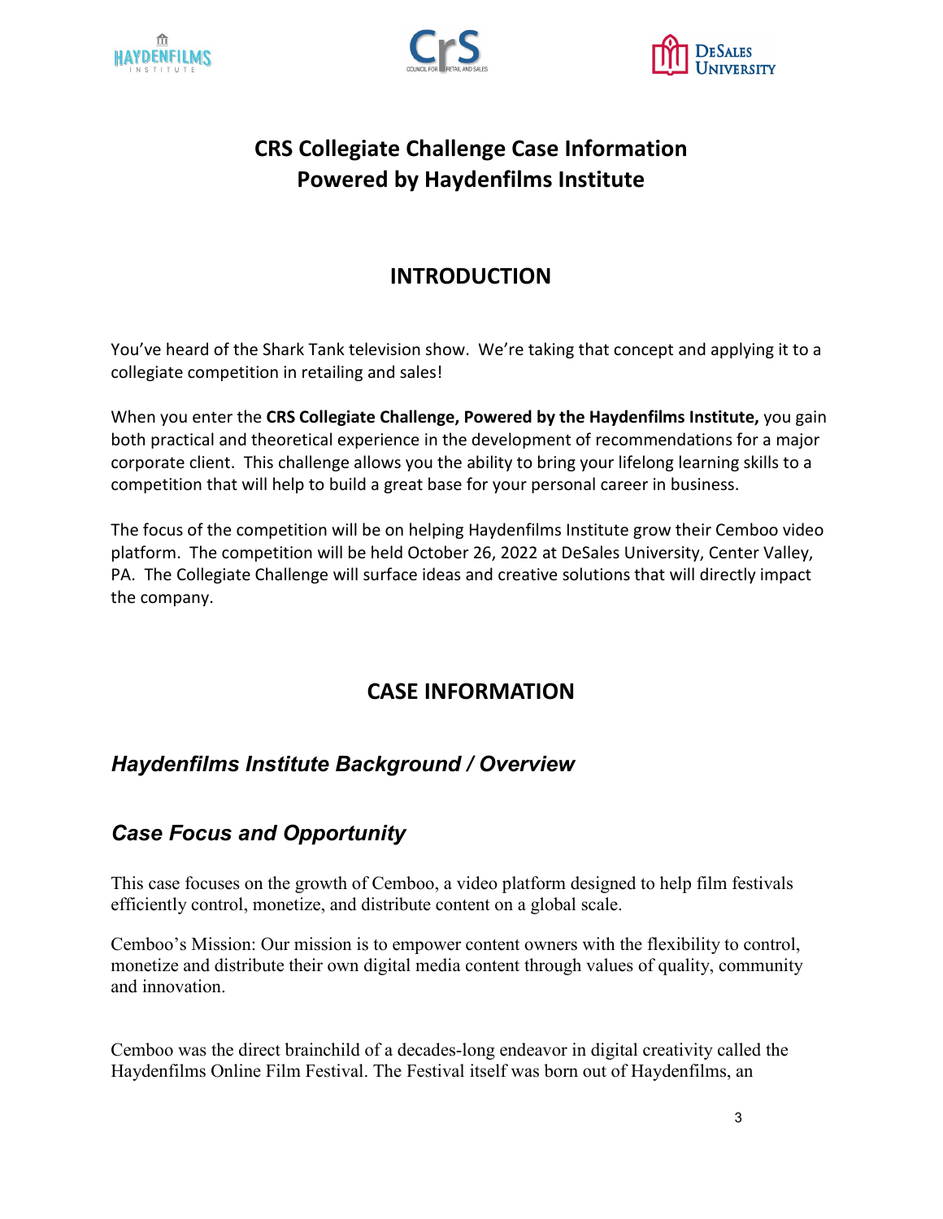# CRS Collegiate Challenge Case Information
# Powered by Haydenfilms Institute

## INTRODUCTION

You've heard of the Shark Tank television show. We're taking that concept and applying it to a collegiate competition in retailing and sales!

When you enter the **CRS Collegiate Challenge, Powered by the Haydenfilms Institute,** you gain both practical and theoretical experience in the development of recommendations for a major corporate client. This challenge allows you the ability to bring your lifelong learning skills to a competition that will help to build a great base for your personal career in business.

The focus of the competition will be on helping Haydenfilms Institute grow their Cemboo video platform. The competition will be held October 26, 2022 at DeSales University, Center Valley, PA. The Collegiate Challenge will surface ideas and creative solutions that will directly impact the company.

## CASE INFORMATION

### *Haydenfilms Institute Background / Overview*

### *Case Focus and Opportunity*

This case focuses on the growth of Cemboo, a video platform designed to help film festivals efficiently control, monetize, and distribute content on a global scale.

Cemboo's Mission: Our mission is to empower content owners with the flexibility to control, monetize and distribute their own digital media content through values of quality, community and innovation.

Cemboo was the direct brainchild of a decades-long endeavor in digital creativity called the Haydenfilms Online Film Festival. The Festival itself was born out of Haydenfilms, an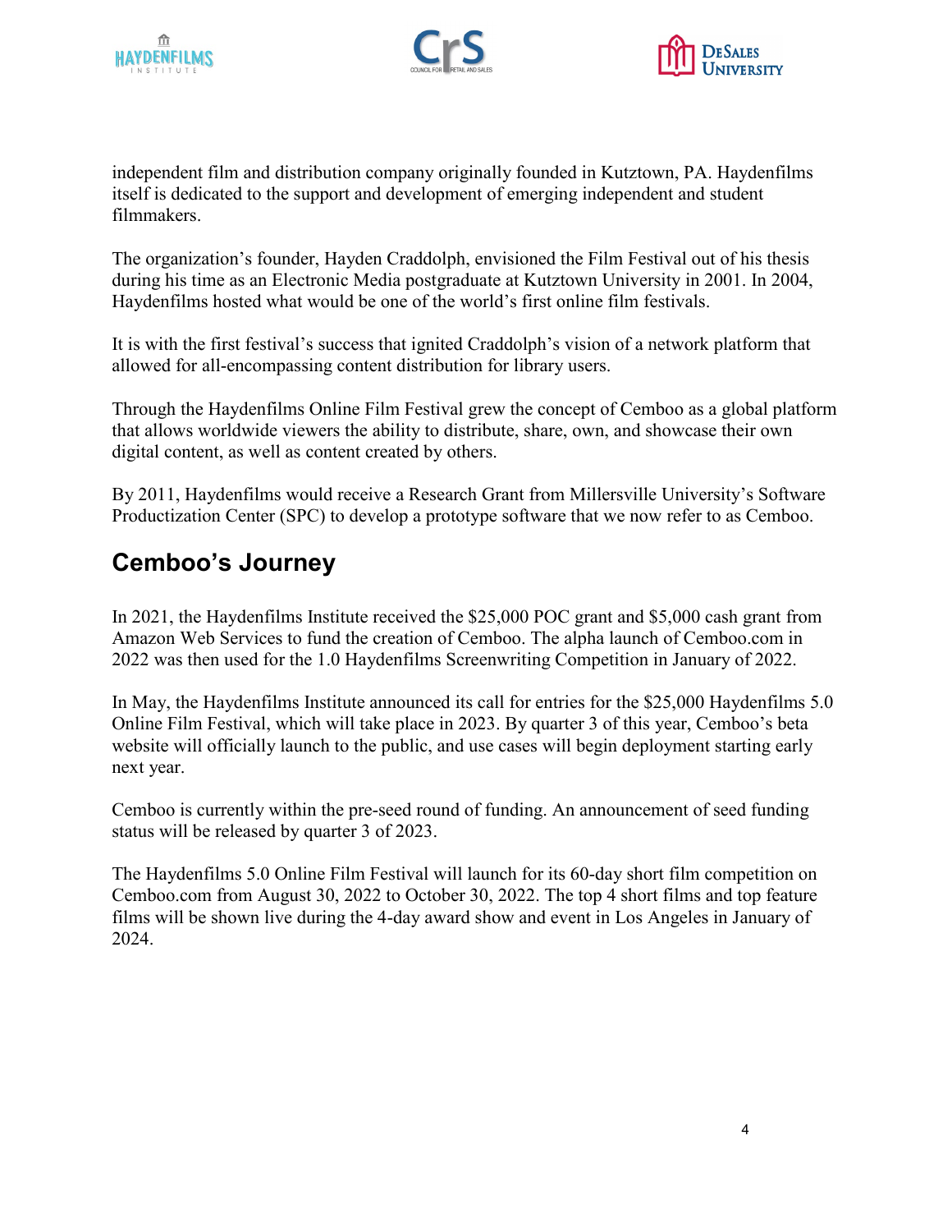independent film and distribution company originally founded in Kutztown, PA. Haydenfilms itself is dedicated to the support and development of emerging independent and student filmmakers.

The organization's founder, Hayden Craddolph, envisioned the Film Festival out of his thesis during his time as an Electronic Media postgraduate at Kutztown University in 2001. In 2004, Haydenfilms hosted what would be one of the world's first online film festivals.

It is with the first festival's success that ignited Craddolph's vision of a network platform that allowed for all-encompassing content distribution for library users.

Through the Haydenfilms Online Film Festival grew the concept of Cemboo as a global platform that allows worldwide viewers the ability to distribute, share, own, and showcase their own digital content, as well as content created by others.

By 2011, Haydenfilms would receive a Research Grant from Millersville University's Software Productization Center (SPC) to develop a prototype software that we now refer to as Cemboo.

## Cemboo's Journey

In 2021, the Haydenfilms Institute received the $25,000 POC grant and $5,000 cash grant from Amazon Web Services to fund the creation of Cemboo. The alpha launch of Cemboo.com in 2022 was then used for the 1.0 Haydenfilms Screenwriting Competition in January of 2022.

In May, the Haydenfilms Institute announced its call for entries for the $25,000 Haydenfilms 5.0 Online Film Festival, which will take place in 2023. By quarter 3 of this year, Cemboo's beta website will officially launch to the public, and use cases will begin deployment starting early next year.

Cemboo is currently within the pre-seed round of funding. An announcement of seed funding status will be released by quarter 3 of 2023.

The Haydenfilms 5.0 Online Film Festival will launch for its 60-day short film competition on Cemboo.com from August 30, 2022 to October 30, 2022. The top 4 short films and top feature films will be shown live during the 4-day award show and event in Los Angeles in January of 2024.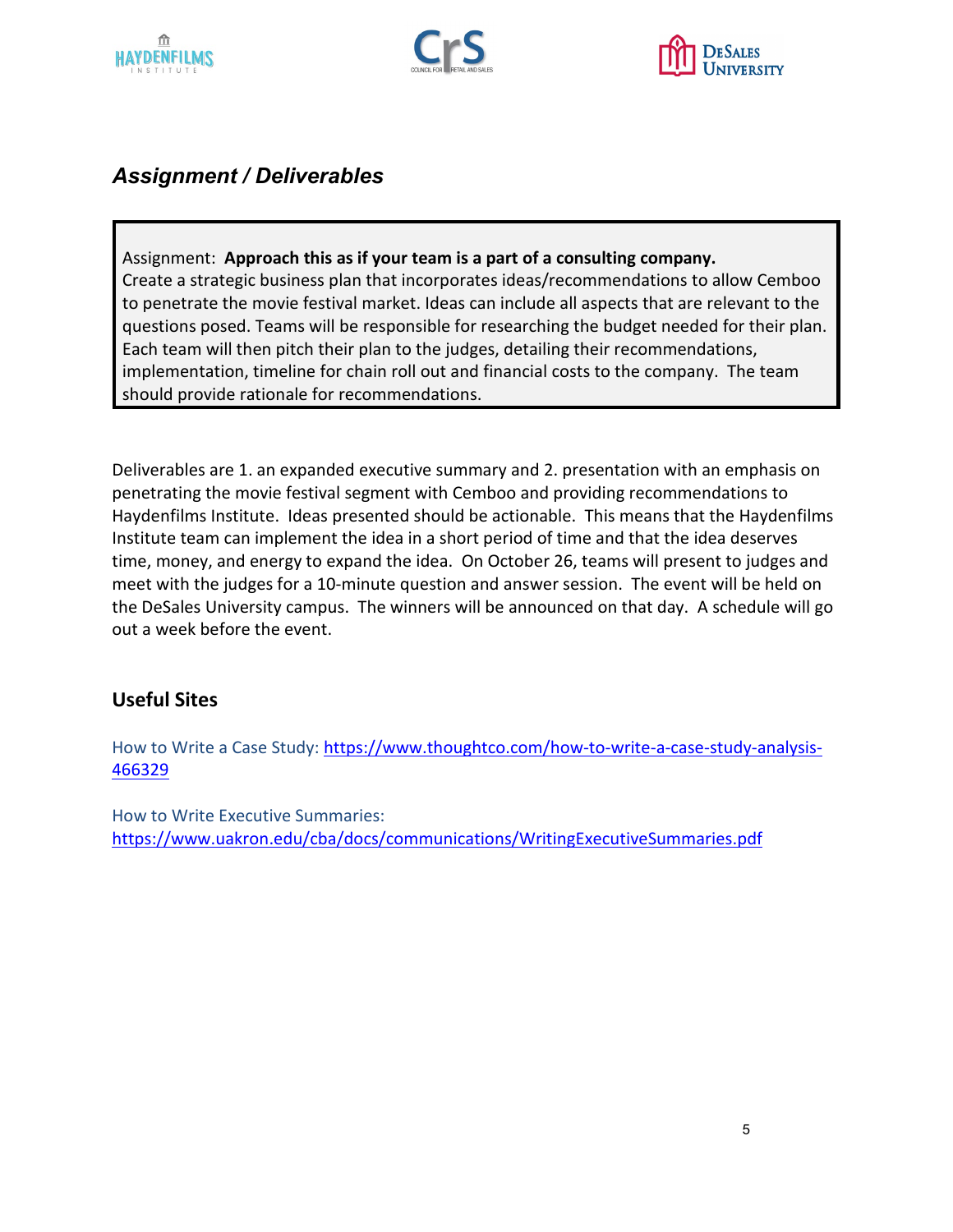## *Assignment / Deliverables*

> Assignment: **Approach this as if your team is a part of a consulting company.** Create a strategic business plan that incorporates ideas/recommendations to allow Cemboo to penetrate the movie festival market. Ideas can include all aspects that are relevant to the questions posed. Teams will be responsible for researching the budget needed for their plan. Each team will then pitch their plan to the judges, detailing their recommendations, implementation, timeline for chain roll out and financial costs to the company. The team should provide rationale for recommendations.

Deliverables are 1. an expanded executive summary and 2. presentation with an emphasis on penetrating the movie festival segment with Cemboo and providing recommendations to Haydenfilms Institute. Ideas presented should be actionable. This means that the Haydenfilms Institute team can implement the idea in a short period of time and that the idea deserves time, money, and energy to expand the idea. On October 26, teams will present to judges and meet with the judges for a 10-minute question and answer session. The event will be held on the DeSales University campus. The winners will be announced on that day. A schedule will go out a week before the event.

### Useful Sites

How to Write a Case Study: https://www.thoughtco.com/how-to-write-a-case-study-analysis-466329

How to Write Executive Summaries: https://www.uakron.edu/cba/docs/communications/WritingExecutiveSummaries.pdf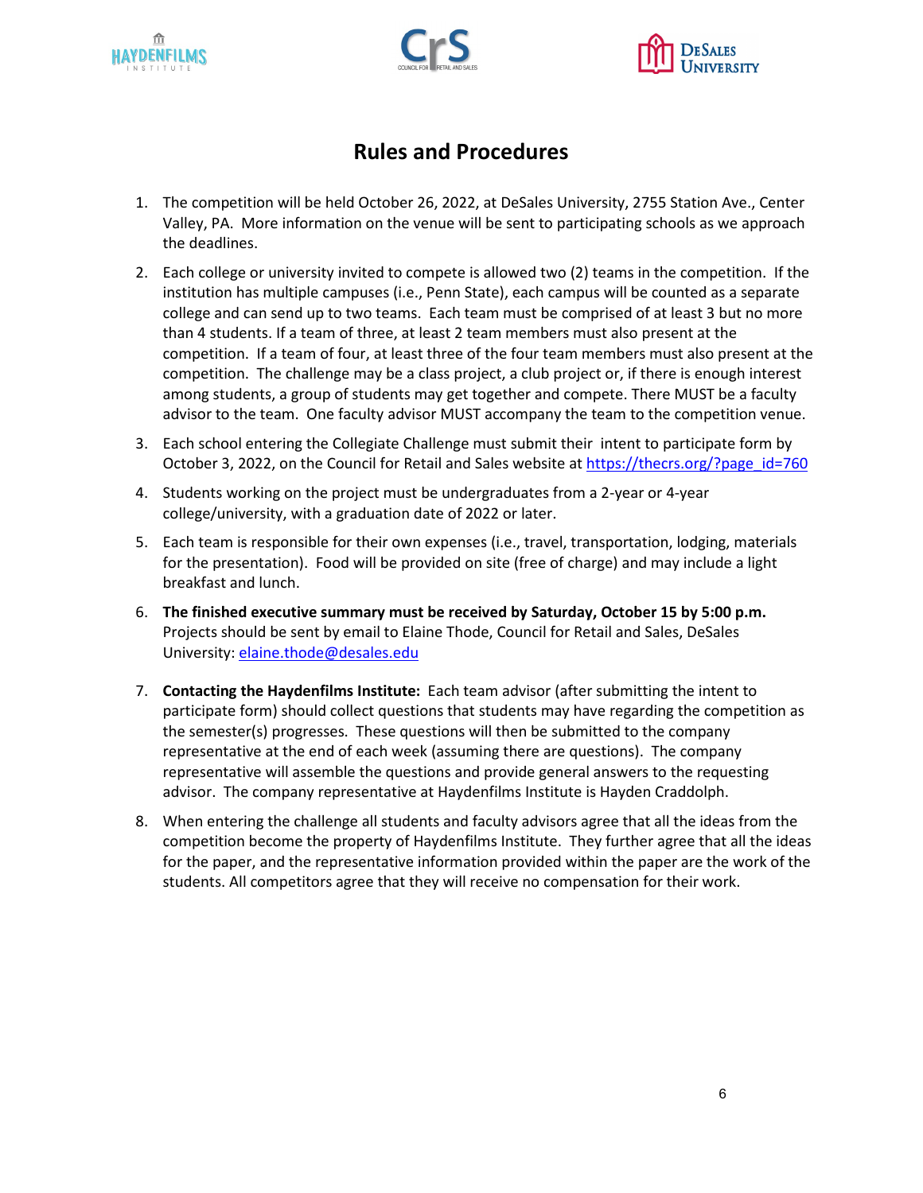# Rules and Procedures

1. The competition will be held October 26, 2022, at DeSales University, 2755 Station Ave., Center Valley, PA. More information on the venue will be sent to participating schools as we approach the deadlines.
2. Each college or university invited to compete is allowed two (2) teams in the competition. If the institution has multiple campuses (i.e., Penn State), each campus will be counted as a separate college and can send up to two teams. Each team must be comprised of at least 3 but no more than 4 students. If a team of three, at least 2 team members must also present at the competition. If a team of four, at least three of the four team members must also present at the competition. The challenge may be a class project, a club project or, if there is enough interest among students, a group of students may get together and compete. There MUST be a faculty advisor to the team. One faculty advisor MUST accompany the team to the competition venue.
3. Each school entering the Collegiate Challenge must submit their intent to participate form by October 3, 2022, on the Council for Retail and Sales website at [https://thecrs.org/?page_id=760](https://thecrs.org/?page_id=760)
4. Students working on the project must be undergraduates from a 2-year or 4-year college/university, with a graduation date of 2022 or later.
5. Each team is responsible for their own expenses (i.e., travel, transportation, lodging, materials for the presentation). Food will be provided on site (free of charge) and may include a light breakfast and lunch.
6. **The finished executive summary must be received by Saturday, October 15 by 5:00 p.m.** Projects should be sent by email to Elaine Thode, Council for Retail and Sales, DeSales University: [elaine.thode@desales.edu](mailto:elaine.thode@desales.edu)
7. **Contacting the Haydenfilms Institute:** Each team advisor (after submitting the intent to participate form) should collect questions that students may have regarding the competition as the semester(s) progresses. These questions will then be submitted to the company representative at the end of each week (assuming there are questions). The company representative will assemble the questions and provide general answers to the requesting advisor. The company representative at Haydenfilms Institute is Hayden Craddolph.
8. When entering the challenge all students and faculty advisors agree that all the ideas from the competition become the property of Haydenfilms Institute. They further agree that all the ideas for the paper, and the representative information provided within the paper are the work of the students. All competitors agree that they will receive no compensation for their work.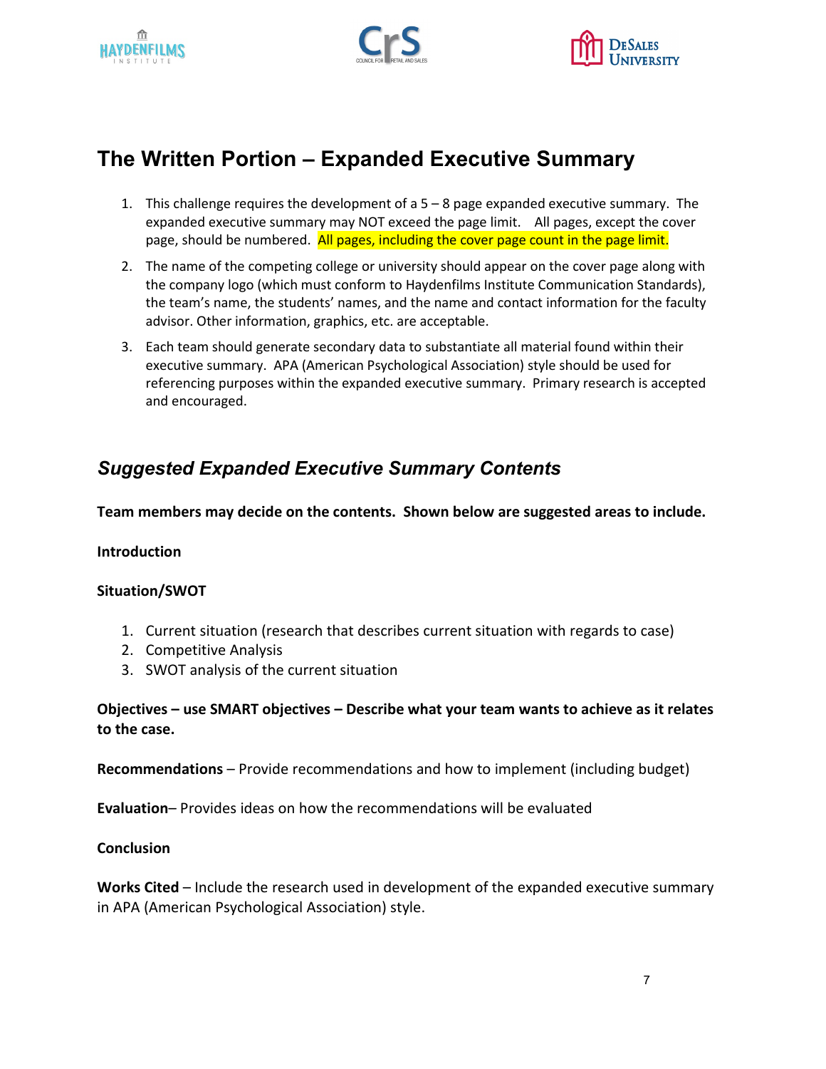# The Written Portion – Expanded Executive Summary

1. This challenge requires the development of a 5 – 8 page expanded executive summary. The expanded executive summary may NOT exceed the page limit. All pages, except the cover page, should be numbered. All pages, including the cover page count in the page limit.
2. The name of the competing college or university should appear on the cover page along with the company logo (which must conform to Haydenfilms Institute Communication Standards), the team's name, the students' names, and the name and contact information for the faculty advisor. Other information, graphics, etc. are acceptable.
3. Each team should generate secondary data to substantiate all material found within their executive summary. APA (American Psychological Association) style should be used for referencing purposes within the expanded executive summary. Primary research is accepted and encouraged.

## *Suggested Expanded Executive Summary Contents*

**Team members may decide on the contents. Shown below are suggested areas to include.**

**Introduction**

**Situation/SWOT**

1. Current situation (research that describes current situation with regards to case)
2. Competitive Analysis
3. SWOT analysis of the current situation

**Objectives – use SMART objectives – Describe what your team wants to achieve as it relates to the case.**

**Recommendations** – Provide recommendations and how to implement (including budget)

**Evaluation**– Provides ideas on how the recommendations will be evaluated

**Conclusion**

**Works Cited** – Include the research used in development of the expanded executive summary in APA (American Psychological Association) style.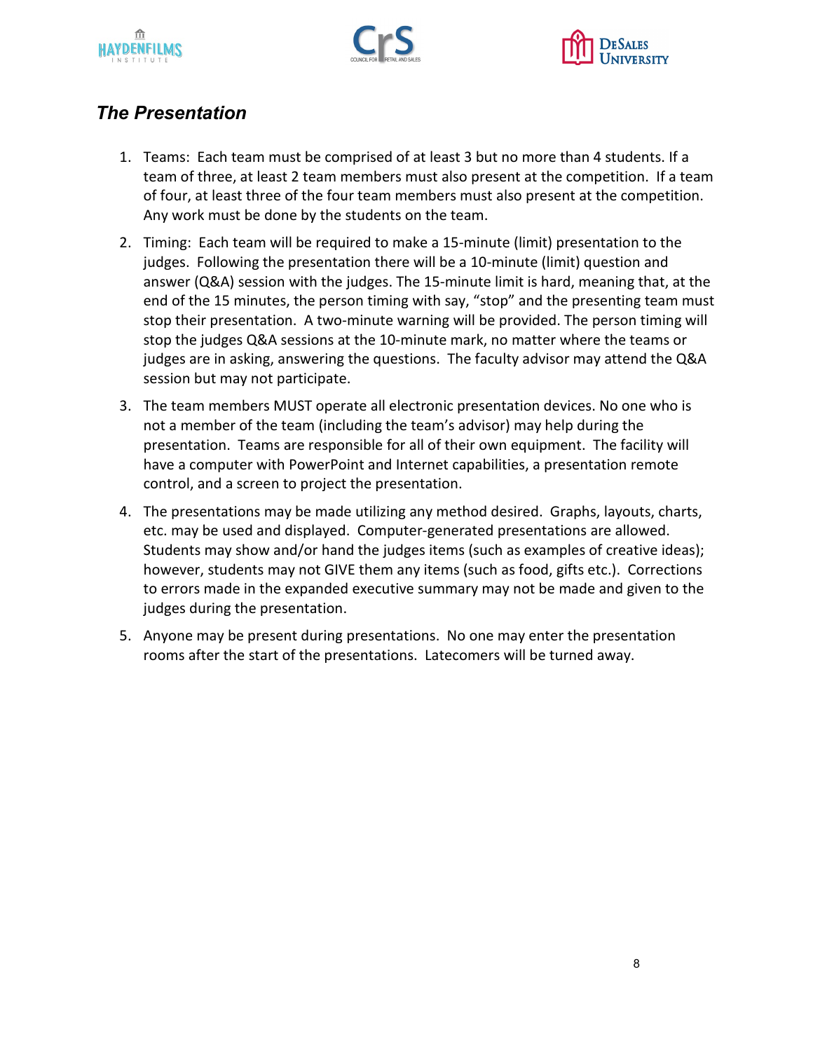## *The Presentation*

1. Teams: Each team must be comprised of at least 3 but no more than 4 students. If a team of three, at least 2 team members must also present at the competition. If a team of four, at least three of the four team members must also present at the competition. Any work must be done by the students on the team.

2. Timing: Each team will be required to make a 15-minute (limit) presentation to the judges. Following the presentation there will be a 10-minute (limit) question and answer (Q&A) session with the judges. The 15-minute limit is hard, meaning that, at the end of the 15 minutes, the person timing with say, "stop" and the presenting team must stop their presentation. A two-minute warning will be provided. The person timing will stop the judges Q&A sessions at the 10-minute mark, no matter where the teams or judges are in asking, answering the questions. The faculty advisor may attend the Q&A session but may not participate.

3. The team members MUST operate all electronic presentation devices. No one who is not a member of the team (including the team's advisor) may help during the presentation. Teams are responsible for all of their own equipment. The facility will have a computer with PowerPoint and Internet capabilities, a presentation remote control, and a screen to project the presentation.

4. The presentations may be made utilizing any method desired. Graphs, layouts, charts, etc. may be used and displayed. Computer-generated presentations are allowed. Students may show and/or hand the judges items (such as examples of creative ideas); however, students may not GIVE them any items (such as food, gifts etc.). Corrections to errors made in the expanded executive summary may not be made and given to the judges during the presentation.

5. Anyone may be present during presentations. No one may enter the presentation rooms after the start of the presentations. Latecomers will be turned away.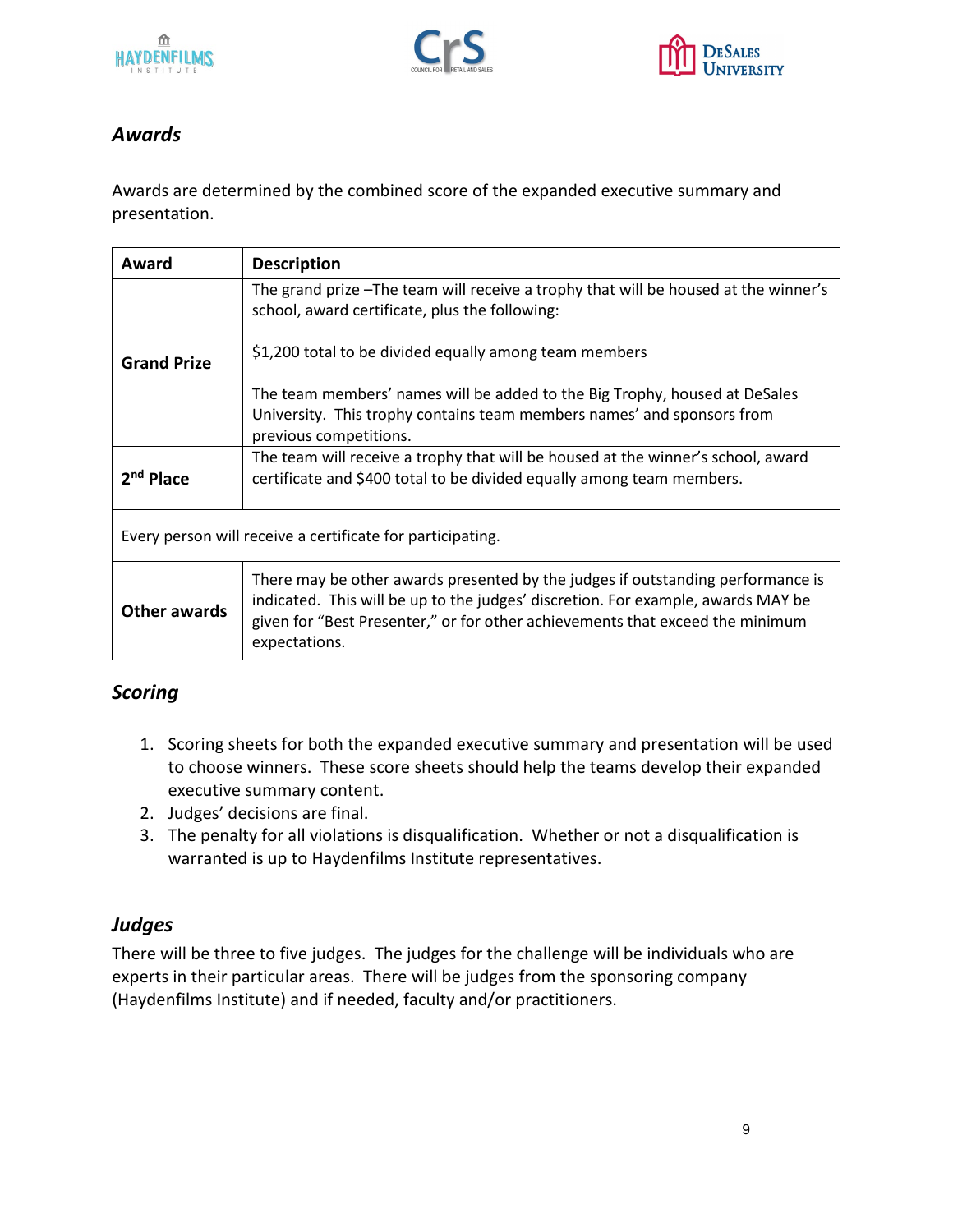## *Awards*

Awards are determined by the combined score of the expanded executive summary and presentation.

| Award | Description |
|---|---|
| **Grand Prize** | The grand prize –The team will receive a trophy that will be housed at the winner's school, award certificate, plus the following:<br><br>$1,200 total to be divided equally among team members<br><br>The team members' names will be added to the Big Trophy, housed at DeSales University. This trophy contains team members names' and sponsors from previous competitions. |
| **2nd Place** | The team will receive a trophy that will be housed at the winner's school, award certificate and $400 total to be divided equally among team members. |
| Every person will receive a certificate for participating. | |
| **Other awards** | There may be other awards presented by the judges if outstanding performance is indicated. This will be up to the judges' discretion. For example, awards MAY be given for "Best Presenter," or for other achievements that exceed the minimum expectations. |

## *Scoring*

1. Scoring sheets for both the expanded executive summary and presentation will be used to choose winners. These score sheets should help the teams develop their expanded executive summary content.
2. Judges' decisions are final.
3. The penalty for all violations is disqualification. Whether or not a disqualification is warranted is up to Haydenfilms Institute representatives.

## *Judges*

There will be three to five judges. The judges for the challenge will be individuals who are experts in their particular areas. There will be judges from the sponsoring company (Haydenfilms Institute) and if needed, faculty and/or practitioners.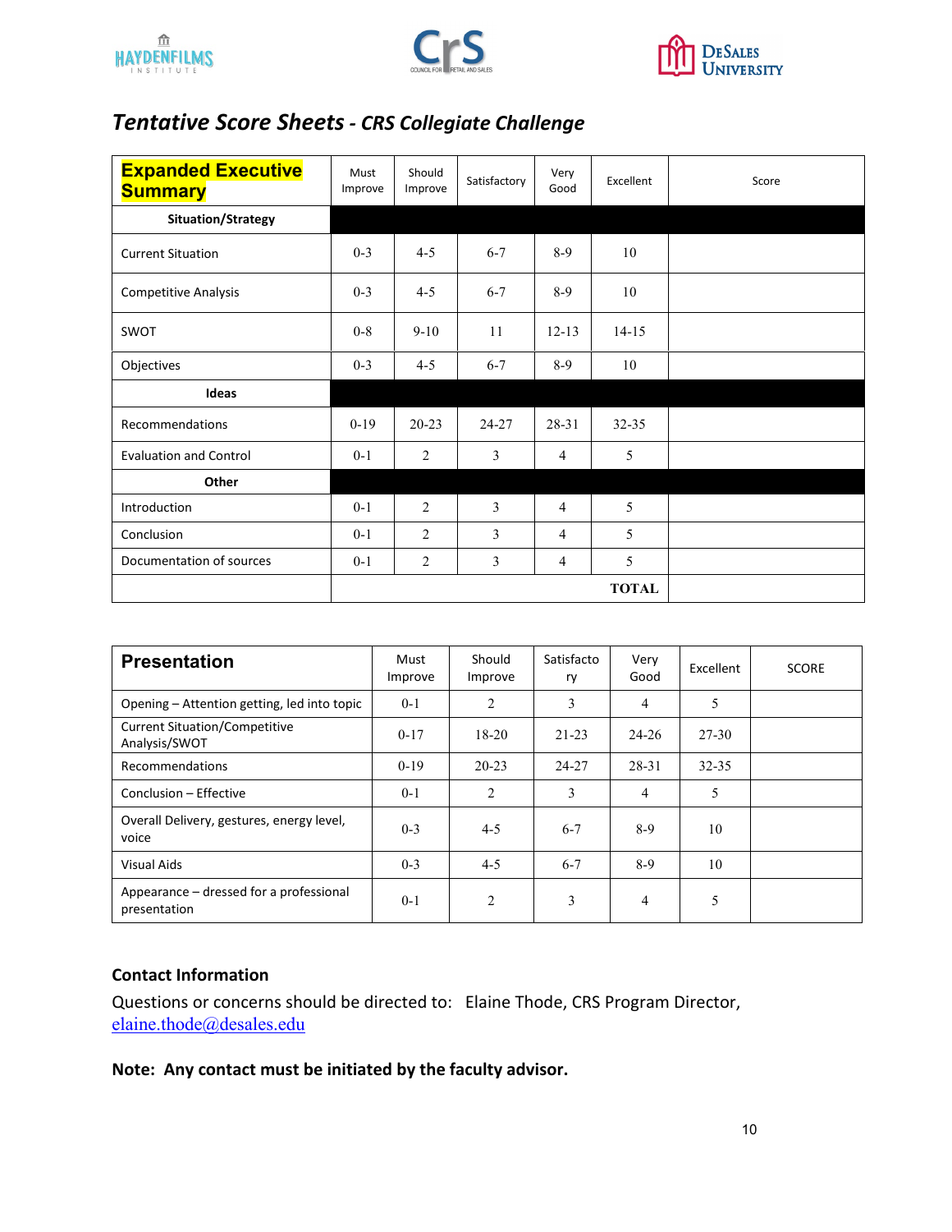## *Tentative Score Sheets - CRS Collegiate Challenge*

| **Expanded Executive Summary** | Must Improve | Should Improve | Satisfactory | Very Good | Excellent | Score |
|---|---|---|---|---|---|---|
| **Situation/Strategy** | | | | | | |
| Current Situation | 0-3 | 4-5 | 6-7 | 8-9 | 10 | |
| Competitive Analysis | 0-3 | 4-5 | 6-7 | 8-9 | 10 | |
| SWOT | 0-8 | 9-10 | 11 | 12-13 | 14-15 | |
| Objectives | 0-3 | 4-5 | 6-7 | 8-9 | 10 | |
| **Ideas** | | | | | | |
| Recommendations | 0-19 | 20-23 | 24-27 | 28-31 | 32-35 | |
| Evaluation and Control | 0-1 | 2 | 3 | 4 | 5 | |
| **Other** | | | | | | |
| Introduction | 0-1 | 2 | 3 | 4 | 5 | |
| Conclusion | 0-1 | 2 | 3 | 4 | 5 | |
| Documentation of sources | 0-1 | 2 | 3 | 4 | 5 | |
| | | | | | **TOTAL** | |

| **Presentation** | Must Improve | Should Improve | Satisfactory | Very Good | Excellent | SCORE |
|---|---|---|---|---|---|---|
| Opening – Attention getting, led into topic | 0-1 | 2 | 3 | 4 | 5 | |
| Current Situation/Competitive Analysis/SWOT | 0-17 | 18-20 | 21-23 | 24-26 | 27-30 | |
| Recommendations | 0-19 | 20-23 | 24-27 | 28-31 | 32-35 | |
| Conclusion – Effective | 0-1 | 2 | 3 | 4 | 5 | |
| Overall Delivery, gestures, energy level, voice | 0-3 | 4-5 | 6-7 | 8-9 | 10 | |
| Visual Aids | 0-3 | 4-5 | 6-7 | 8-9 | 10 | |
| Appearance – dressed for a professional presentation | 0-1 | 2 | 3 | 4 | 5 | |

### Contact Information

Questions or concerns should be directed to: Elaine Thode, CRS Program Director, elaine.thode@desales.edu

**Note: Any contact must be initiated by the faculty advisor.**